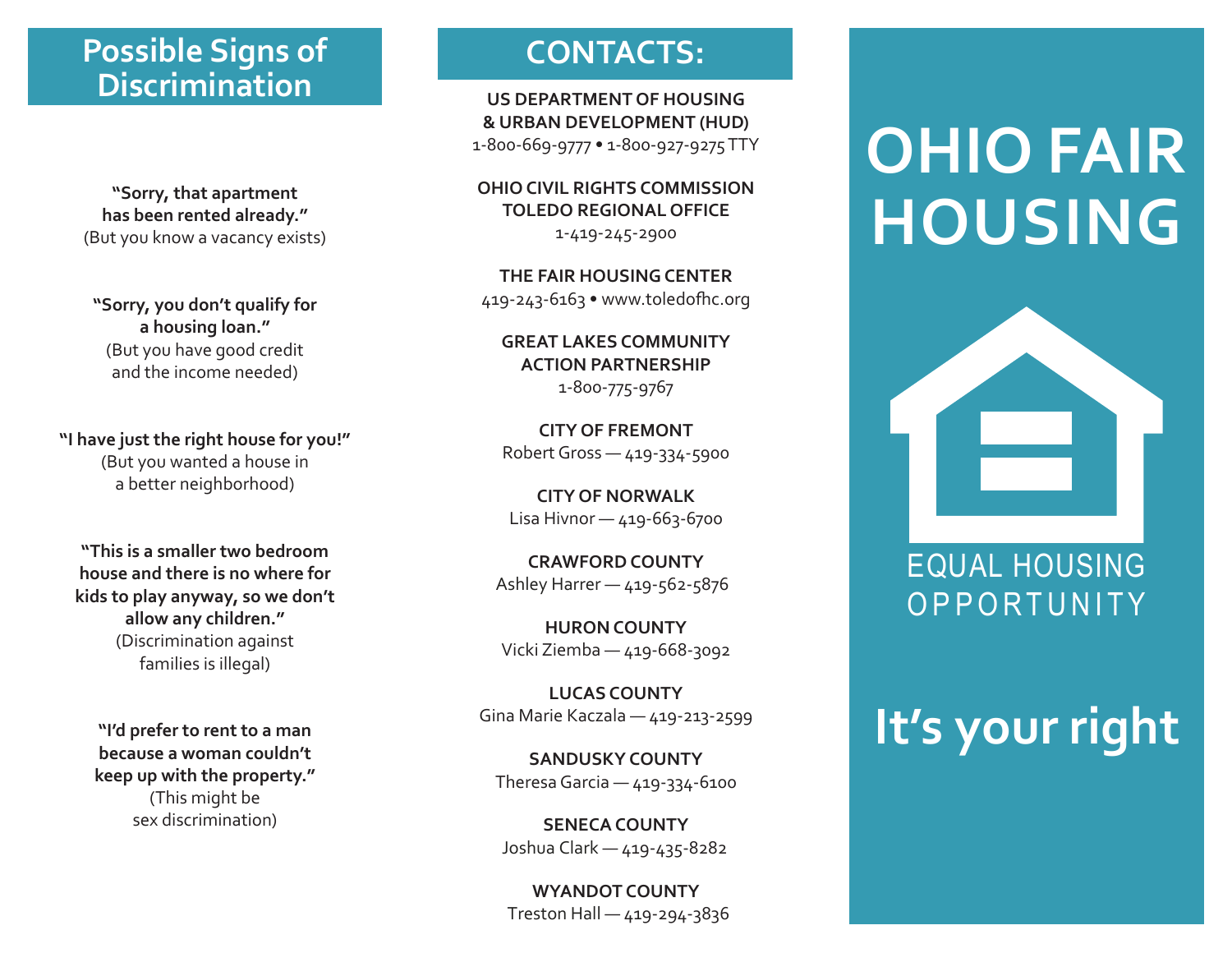## Possible Signs of Discrimination

**"Sorry, that apartment has been rented already."**
(But you know a vacancy exists)

**"Sorry, you don't qualify for a housing loan."**
(But you have good credit and the income needed)

**"I have just the right house for you!"**
(But you wanted a house in a better neighborhood)

**"This is a smaller two bedroom house and there is no where for kids to play anyway, so we don't allow any children."**
(Discrimination against families is illegal)

**"I'd prefer to rent to a man because a woman couldn't keep up with the property."**
(This might be sex discrimination)

## CONTACTS:

**US DEPARTMENT OF HOUSING & URBAN DEVELOPMENT (HUD)**
1-800-669-9777 • 1-800-927-9275 TTY

**OHIO CIVIL RIGHTS COMMISSION TOLEDO REGIONAL OFFICE**
1-419-245-2900

**THE FAIR HOUSING CENTER**
419-243-6163 • www.toledofhc.org

**GREAT LAKES COMMUNITY ACTION PARTNERSHIP**
1-800-775-9767

**CITY OF FREMONT**
Robert Gross — 419-334-5900

**CITY OF NORWALK**
Lisa Hivnor — 419-663-6700

**CRAWFORD COUNTY**
Ashley Harrer — 419-562-5876

**HURON COUNTY**
Vicki Ziemba — 419-668-3092

**LUCAS COUNTY**
Gina Marie Kaczala — 419-213-2599

**SANDUSKY COUNTY**
Theresa Garcia — 419-334-6100

**SENECA COUNTY**
Joshua Clark — 419-435-8282

**WYANDOT COUNTY**
Treston Hall — 419-294-3836

# OHIO FAIR HOUSING

EQUAL HOUSING OPPORTUNITY

## It's your right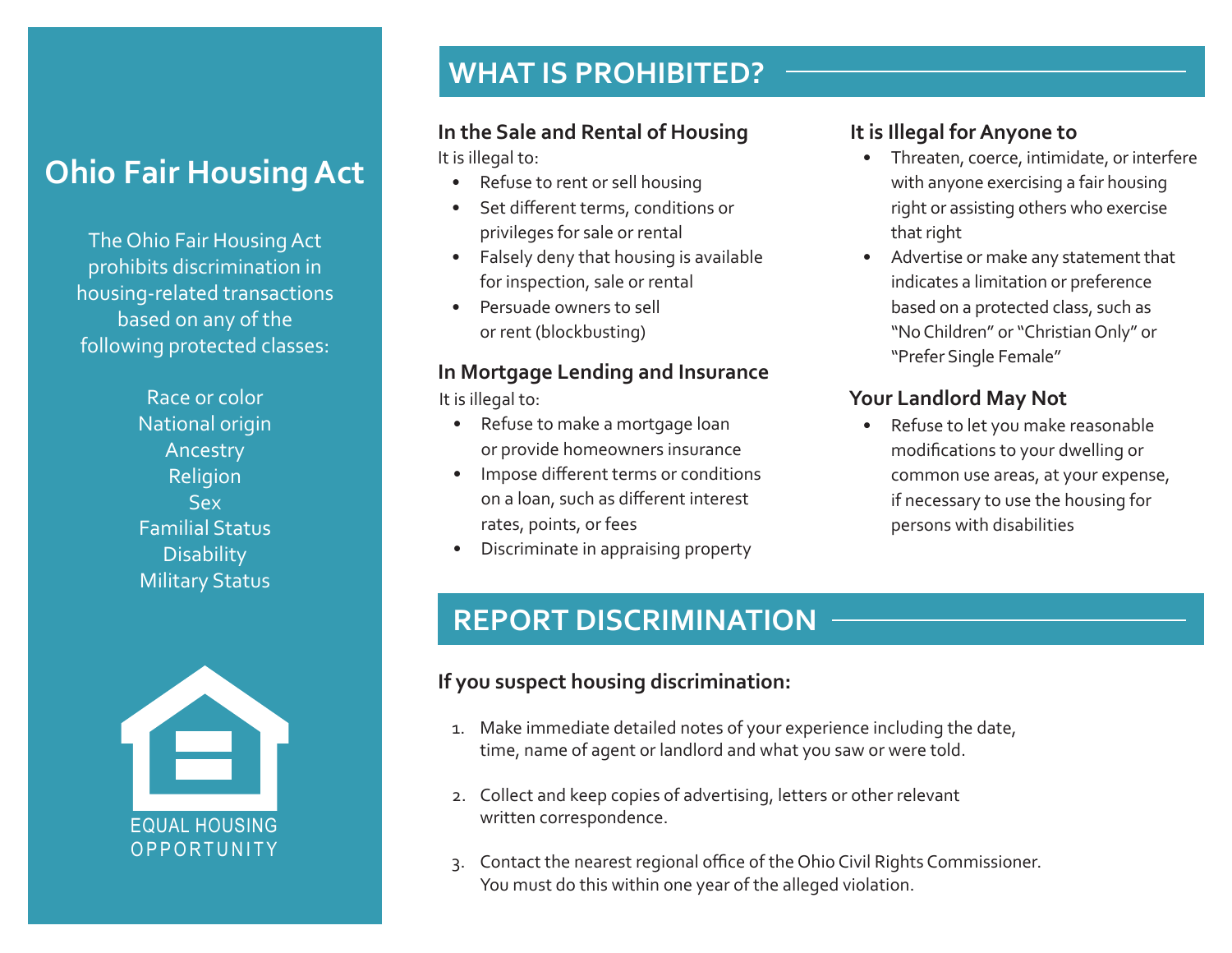# Ohio Fair Housing Act

The Ohio Fair Housing Act prohibits discrimination in housing-related transactions based on any of the following protected classes:

Race or color
National origin
Ancestry
Religion
Sex
Familial Status
Disability
Military Status

EQUAL HOUSING OPPORTUNITY

## WHAT IS PROHIBITED?

### In the Sale and Rental of Housing

It is illegal to:

- Refuse to rent or sell housing
- Set different terms, conditions or privileges for sale or rental
- Falsely deny that housing is available for inspection, sale or rental
- Persuade owners to sell or rent (blockbusting)

### In Mortgage Lending and Insurance

It is illegal to:

- Refuse to make a mortgage loan or provide homeowners insurance
- Impose different terms or conditions on a loan, such as different interest rates, points, or fees
- Discriminate in appraising property

### It is Illegal for Anyone to

- Threaten, coerce, intimidate, or interfere with anyone exercising a fair housing right or assisting others who exercise that right
- Advertise or make any statement that indicates a limitation or preference based on a protected class, such as "No Children" or "Christian Only" or "Prefer Single Female"

### Your Landlord May Not

- Refuse to let you make reasonable modifications to your dwelling or common use areas, at your expense, if necessary to use the housing for persons with disabilities

## REPORT DISCRIMINATION

**If you suspect housing discrimination:**

1. Make immediate detailed notes of your experience including the date, time, name of agent or landlord and what you saw or were told.
2. Collect and keep copies of advertising, letters or other relevant written correspondence.
3. Contact the nearest regional office of the Ohio Civil Rights Commissioner. You must do this within one year of the alleged violation.